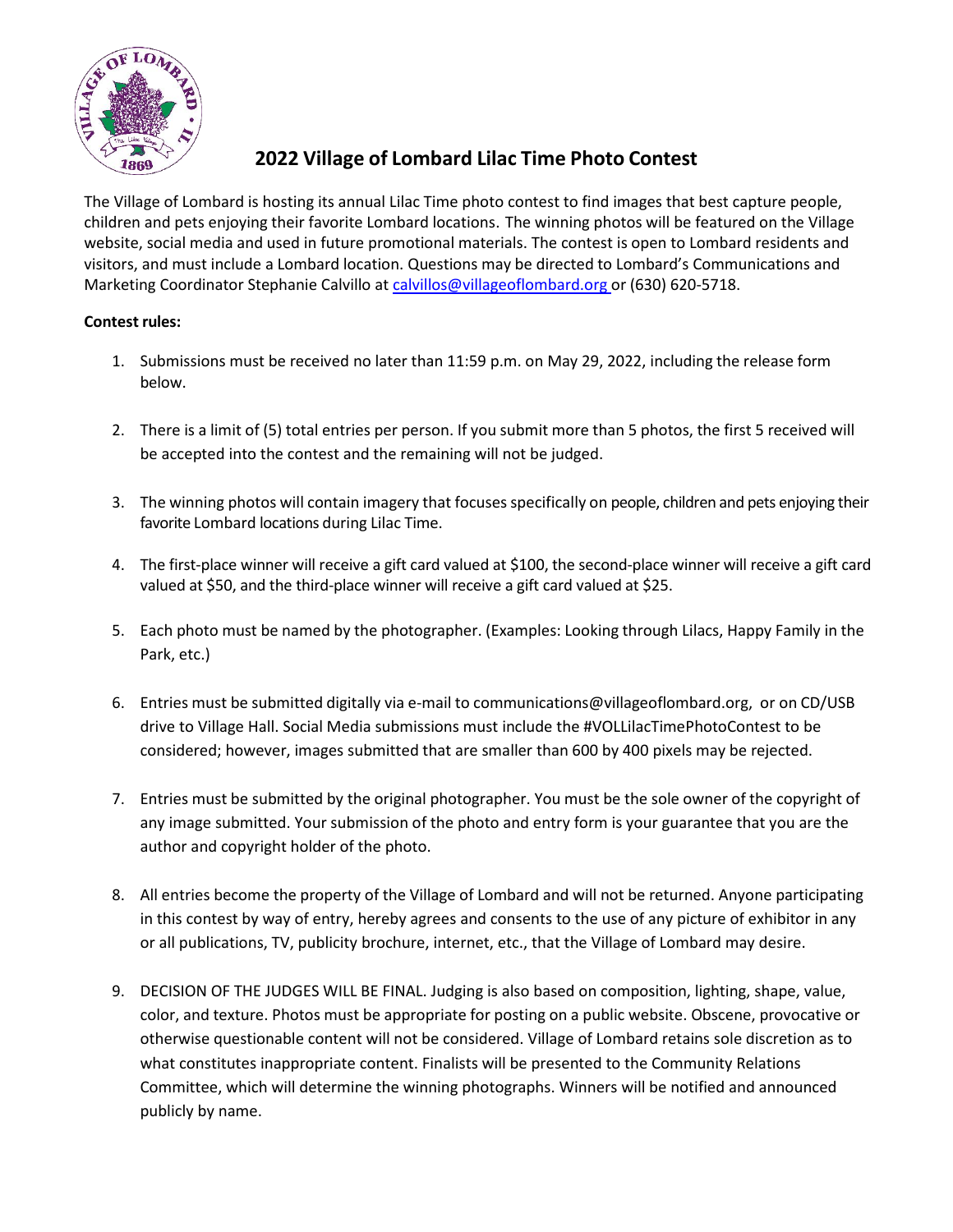# 2022 Village of Lombard Lilac Time Photo Contest

The Village of Lombard is hosting its annual Lilac Time photo contest to find images that best capture people, children and pets enjoying their favorite Lombard locations. The winning photos will be featured on the Village website, social media and used in future promotional materials. The contest is open to Lombard residents and visitors, and must include a Lombard location. Questions may be directed to Lombard's Communications and Marketing Coordinator Stephanie Calvillo at calvillos@villageoflombard.org or (630) 620-5718.

**Contest rules:**

1. Submissions must be received no later than 11:59 p.m. on May 29, 2022, including the release form below.

2. There is a limit of (5) total entries per person. If you submit more than 5 photos, the first 5 received will be accepted into the contest and the remaining will not be judged.

3. The winning photos will contain imagery that focuses specifically on people, children and pets enjoying their favorite Lombard locations during Lilac Time.

4. The first-place winner will receive a gift card valued at $100, the second-place winner will receive a gift card valued at $50, and the third-place winner will receive a gift card valued at $25.

5. Each photo must be named by the photographer. (Examples: Looking through Lilacs, Happy Family in the Park, etc.)

6. Entries must be submitted digitally via e-mail to communications@villageoflombard.org, or on CD/USB drive to Village Hall. Social Media submissions must include the #VOLLilacTimePhotoContest to be considered; however, images submitted that are smaller than 600 by 400 pixels may be rejected.

7. Entries must be submitted by the original photographer. You must be the sole owner of the copyright of any image submitted. Your submission of the photo and entry form is your guarantee that you are the author and copyright holder of the photo.

8. All entries become the property of the Village of Lombard and will not be returned. Anyone participating in this contest by way of entry, hereby agrees and consents to the use of any picture of exhibitor in any or all publications, TV, publicity brochure, internet, etc., that the Village of Lombard may desire.

9. DECISION OF THE JUDGES WILL BE FINAL. Judging is also based on composition, lighting, shape, value, color, and texture. Photos must be appropriate for posting on a public website. Obscene, provocative or otherwise questionable content will not be considered. Village of Lombard retains sole discretion as to what constitutes inappropriate content. Finalists will be presented to the Community Relations Committee, which will determine the winning photographs. Winners will be notified and announced publicly by name.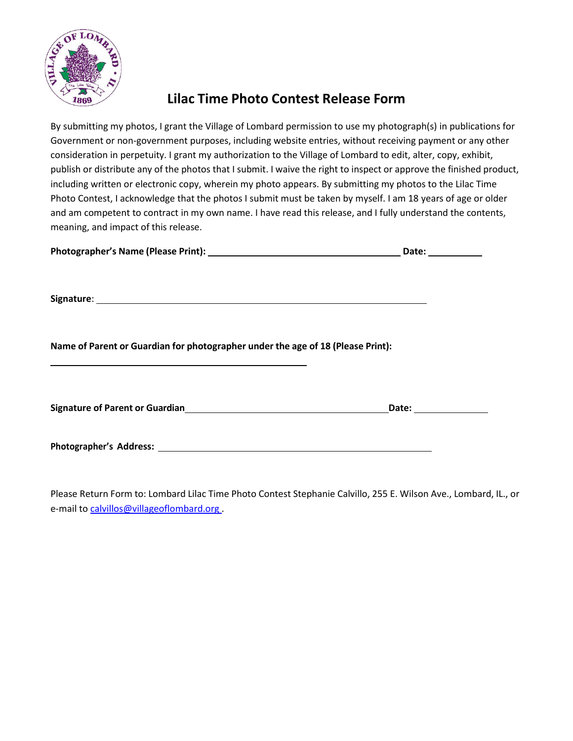# Lilac Time Photo Contest Release Form

By submitting my photos, I grant the Village of Lombard permission to use my photograph(s) in publications for Government or non-government purposes, including website entries, without receiving payment or any other consideration in perpetuity. I grant my authorization to the Village of Lombard to edit, alter, copy, exhibit, publish or distribute any of the photos that I submit. I waive the right to inspect or approve the finished product, including written or electronic copy, wherein my photo appears. By submitting my photos to the Lilac Time Photo Contest, I acknowledge that the photos I submit must be taken by myself. I am 18 years of age or older and am competent to contract in my own name. I have read this release, and I fully understand the contents, meaning, and impact of this release.

**Photographer's Name (Please Print):** ______________________________ **Date:** __________

**Signature**: ______________________________________________

**Name of Parent or Guardian for photographer under the age of 18 (Please Print):**

______________________________________

**Signature of Parent or Guardian** ______________________________ **Date:** __________

**Photographer's Address:** ______________________________________________

Please Return Form to: Lombard Lilac Time Photo Contest Stephanie Calvillo, 255 E. Wilson Ave., Lombard, IL., or e-mail to calvillos@villageoflombard.org .